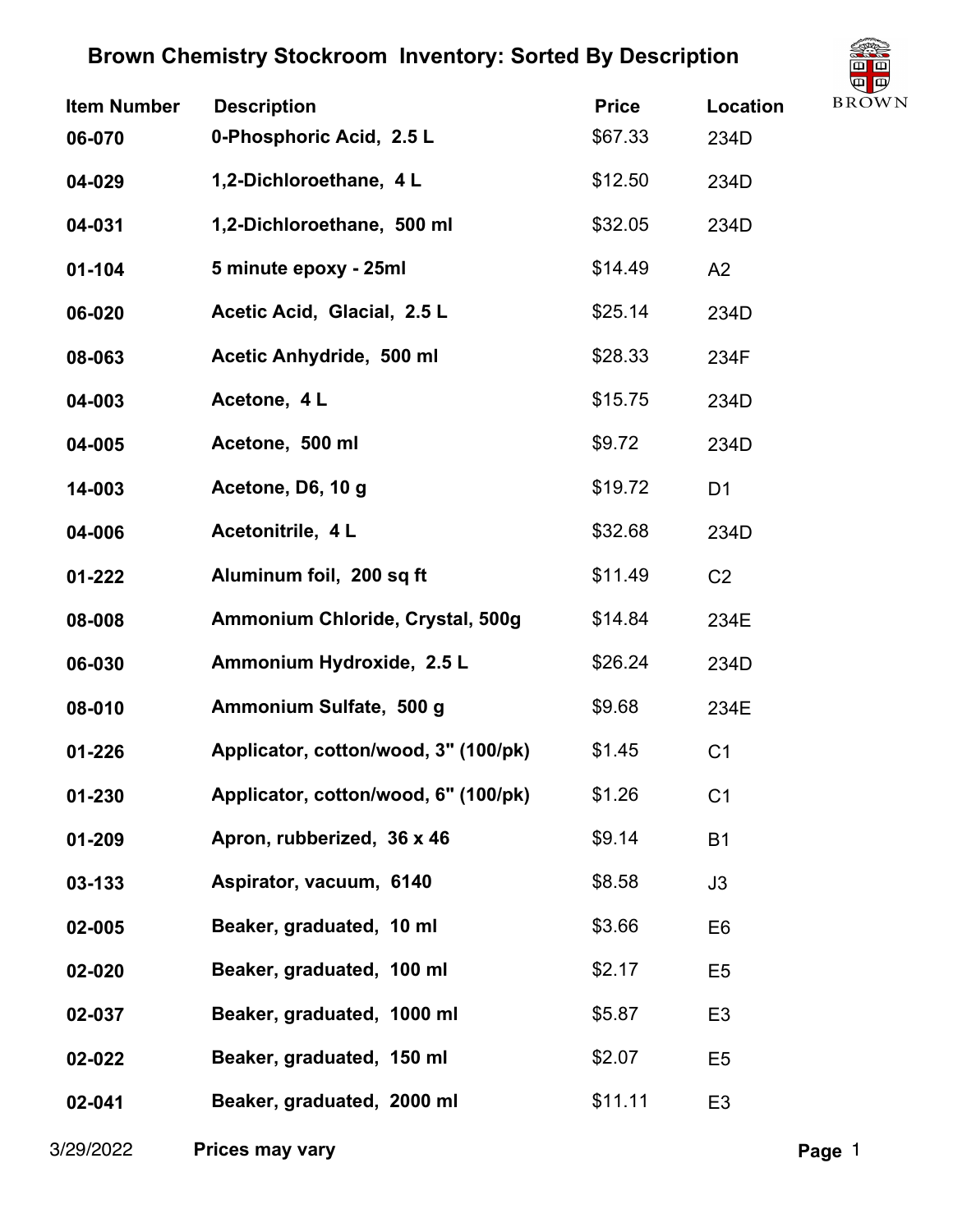# Brown Chemistry Stockroom Inventory: Sorted By Description

| Item Number | Description | Price | Location |
| --- | --- | --- | --- |
| 06-070 | 0-Phosphoric Acid, 2.5 L | $67.33 | 234D |
| 04-029 | 1,2-Dichloroethane, 4 L | $12.50 | 234D |
| 04-031 | 1,2-Dichloroethane, 500 ml | $32.05 | 234D |
| 01-104 | 5 minute epoxy - 25ml | $14.49 | A2 |
| 06-020 | Acetic Acid, Glacial, 2.5 L | $25.14 | 234D |
| 08-063 | Acetic Anhydride, 500 ml | $28.33 | 234F |
| 04-003 | Acetone, 4 L | $15.75 | 234D |
| 04-005 | Acetone, 500 ml | $9.72 | 234D |
| 14-003 | Acetone, D6, 10 g | $19.72 | D1 |
| 04-006 | Acetonitrile, 4 L | $32.68 | 234D |
| 01-222 | Aluminum foil, 200 sq ft | $11.49 | C2 |
| 08-008 | Ammonium Chloride, Crystal, 500g | $14.84 | 234E |
| 06-030 | Ammonium Hydroxide, 2.5 L | $26.24 | 234D |
| 08-010 | Ammonium Sulfate, 500 g | $9.68 | 234E |
| 01-226 | Applicator, cotton/wood, 3" (100/pk) | $1.45 | C1 |
| 01-230 | Applicator, cotton/wood, 6" (100/pk) | $1.26 | C1 |
| 01-209 | Apron, rubberized, 36 x 46 | $9.14 | B1 |
| 03-133 | Aspirator, vacuum, 6140 | $8.58 | J3 |
| 02-005 | Beaker, graduated, 10 ml | $3.66 | E6 |
| 02-020 | Beaker, graduated, 100 ml | $2.17 | E5 |
| 02-037 | Beaker, graduated, 1000 ml | $5.87 | E3 |
| 02-022 | Beaker, graduated, 150 ml | $2.07 | E5 |
| 02-041 | Beaker, graduated, 2000 ml | $11.11 | E3 |

3/29/2022 **Prices may vary**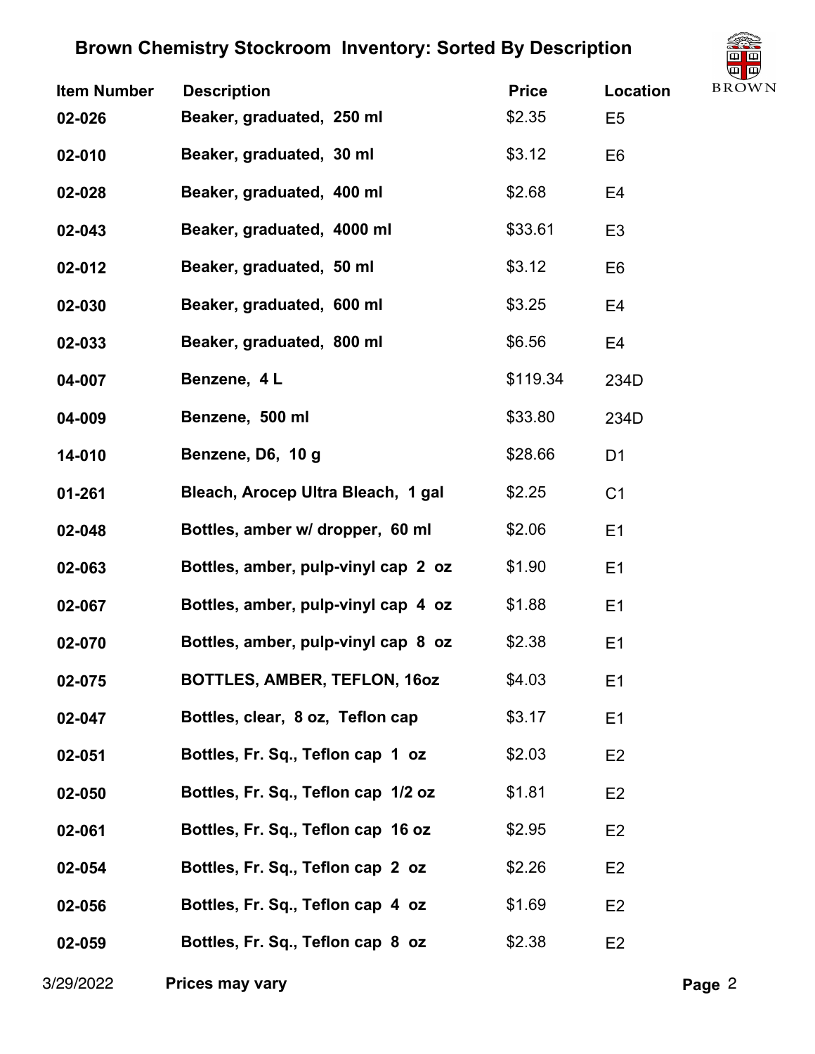# Brown Chemistry Stockroom Inventory: Sorted By Description

| Item Number | Description | Price | Location |
|---|---|---|---|
| 02-026 | Beaker, graduated, 250 ml | $2.35 | E5 |
| 02-010 | Beaker, graduated, 30 ml | $3.12 | E6 |
| 02-028 | Beaker, graduated, 400 ml | $2.68 | E4 |
| 02-043 | Beaker, graduated, 4000 ml | $33.61 | E3 |
| 02-012 | Beaker, graduated, 50 ml | $3.12 | E6 |
| 02-030 | Beaker, graduated, 600 ml | $3.25 | E4 |
| 02-033 | Beaker, graduated, 800 ml | $6.56 | E4 |
| 04-007 | Benzene, 4 L | $119.34 | 234D |
| 04-009 | Benzene, 500 ml | $33.80 | 234D |
| 14-010 | Benzene, D6, 10 g | $28.66 | D1 |
| 01-261 | Bleach, Arocep Ultra Bleach, 1 gal | $2.25 | C1 |
| 02-048 | Bottles, amber w/ dropper, 60 ml | $2.06 | E1 |
| 02-063 | Bottles, amber, pulp-vinyl cap 2 oz | $1.90 | E1 |
| 02-067 | Bottles, amber, pulp-vinyl cap 4 oz | $1.88 | E1 |
| 02-070 | Bottles, amber, pulp-vinyl cap 8 oz | $2.38 | E1 |
| 02-075 | BOTTLES, AMBER, TEFLON, 16oz | $4.03 | E1 |
| 02-047 | Bottles, clear, 8 oz, Teflon cap | $3.17 | E1 |
| 02-051 | Bottles, Fr. Sq., Teflon cap 1 oz | $2.03 | E2 |
| 02-050 | Bottles, Fr. Sq., Teflon cap 1/2 oz | $1.81 | E2 |
| 02-061 | Bottles, Fr. Sq., Teflon cap 16 oz | $2.95 | E2 |
| 02-054 | Bottles, Fr. Sq., Teflon cap 2 oz | $2.26 | E2 |
| 02-056 | Bottles, Fr. Sq., Teflon cap 4 oz | $1.69 | E2 |
| 02-059 | Bottles, Fr. Sq., Teflon cap 8 oz | $2.38 | E2 |

3/29/2022 **Prices may vary**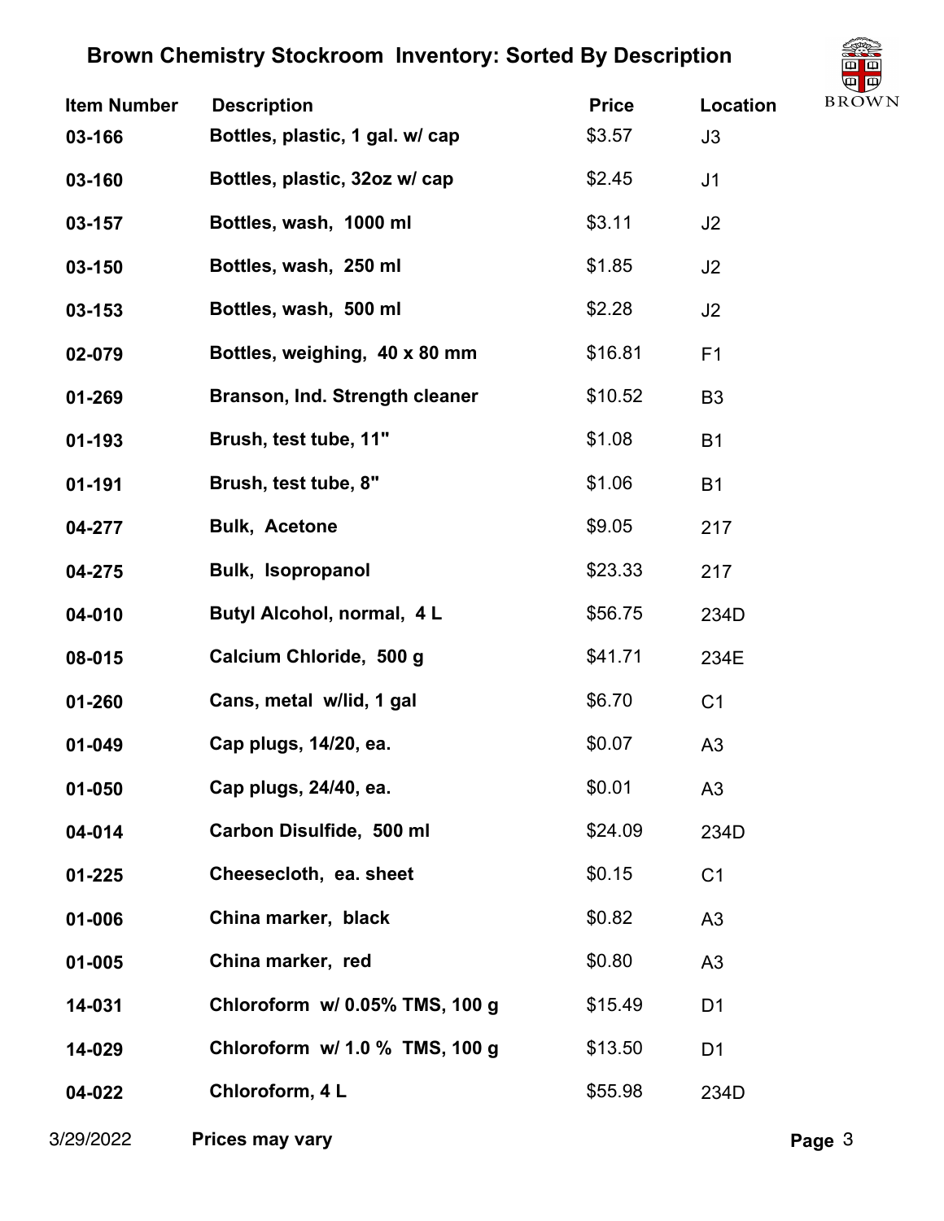# Brown Chemistry Stockroom Inventory: Sorted By Description

| Item Number | Description | Price | Location |
|---|---|---|---|
| 03-166 | Bottles, plastic, 1 gal. w/ cap | $3.57 | J3 |
| 03-160 | Bottles, plastic, 32oz w/ cap | $2.45 | J1 |
| 03-157 | Bottles, wash, 1000 ml | $3.11 | J2 |
| 03-150 | Bottles, wash, 250 ml | $1.85 | J2 |
| 03-153 | Bottles, wash, 500 ml | $2.28 | J2 |
| 02-079 | Bottles, weighing, 40 x 80 mm | $16.81 | F1 |
| 01-269 | Branson, Ind. Strength cleaner | $10.52 | B3 |
| 01-193 | Brush, test tube, 11" | $1.08 | B1 |
| 01-191 | Brush, test tube, 8" | $1.06 | B1 |
| 04-277 | Bulk, Acetone | $9.05 | 217 |
| 04-275 | Bulk, Isopropanol | $23.33 | 217 |
| 04-010 | Butyl Alcohol, normal, 4 L | $56.75 | 234D |
| 08-015 | Calcium Chloride, 500 g | $41.71 | 234E |
| 01-260 | Cans, metal w/lid, 1 gal | $6.70 | C1 |
| 01-049 | Cap plugs, 14/20, ea. | $0.07 | A3 |
| 01-050 | Cap plugs, 24/40, ea. | $0.01 | A3 |
| 04-014 | Carbon Disulfide, 500 ml | $24.09 | 234D |
| 01-225 | Cheesecloth, ea. sheet | $0.15 | C1 |
| 01-006 | China marker, black | $0.82 | A3 |
| 01-005 | China marker, red | $0.80 | A3 |
| 14-031 | Chloroform w/ 0.05% TMS, 100 g | $15.49 | D1 |
| 14-029 | Chloroform w/ 1.0 % TMS, 100 g | $13.50 | D1 |
| 04-022 | Chloroform, 4 L | $55.98 | 234D |

3/29/2022 **Prices may vary**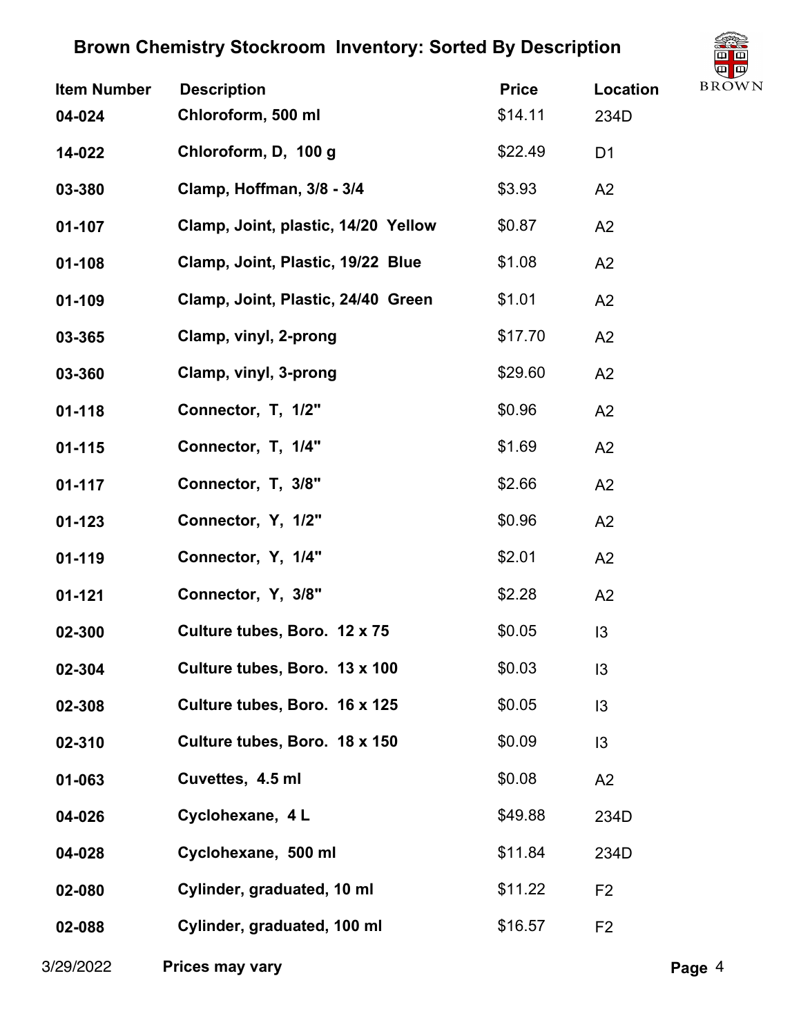# Brown Chemistry Stockroom Inventory: Sorted By Description

| Item Number | Description | Price | Location |
|---|---|---|---|
| 04-024 | Chloroform, 500 ml | $14.11 | 234D |
| 14-022 | Chloroform, D, 100 g | $22.49 | D1 |
| 03-380 | Clamp, Hoffman, 3/8 - 3/4 | $3.93 | A2 |
| 01-107 | Clamp, Joint, plastic, 14/20 Yellow | $0.87 | A2 |
| 01-108 | Clamp, Joint, Plastic, 19/22 Blue | $1.08 | A2 |
| 01-109 | Clamp, Joint, Plastic, 24/40 Green | $1.01 | A2 |
| 03-365 | Clamp, vinyl, 2-prong | $17.70 | A2 |
| 03-360 | Clamp, vinyl, 3-prong | $29.60 | A2 |
| 01-118 | Connector, T, 1/2" | $0.96 | A2 |
| 01-115 | Connector, T, 1/4" | $1.69 | A2 |
| 01-117 | Connector, T, 3/8" | $2.66 | A2 |
| 01-123 | Connector, Y, 1/2" | $0.96 | A2 |
| 01-119 | Connector, Y, 1/4" | $2.01 | A2 |
| 01-121 | Connector, Y, 3/8" | $2.28 | A2 |
| 02-300 | Culture tubes, Boro. 12 x 75 | $0.05 | I3 |
| 02-304 | Culture tubes, Boro. 13 x 100 | $0.03 | I3 |
| 02-308 | Culture tubes, Boro. 16 x 125 | $0.05 | I3 |
| 02-310 | Culture tubes, Boro. 18 x 150 | $0.09 | I3 |
| 01-063 | Cuvettes, 4.5 ml | $0.08 | A2 |
| 04-026 | Cyclohexane, 4 L | $49.88 | 234D |
| 04-028 | Cyclohexane, 500 ml | $11.84 | 234D |
| 02-080 | Cylinder, graduated, 10 ml | $11.22 | F2 |
| 02-088 | Cylinder, graduated, 100 ml | $16.57 | F2 |

3/29/2022 **Prices may vary**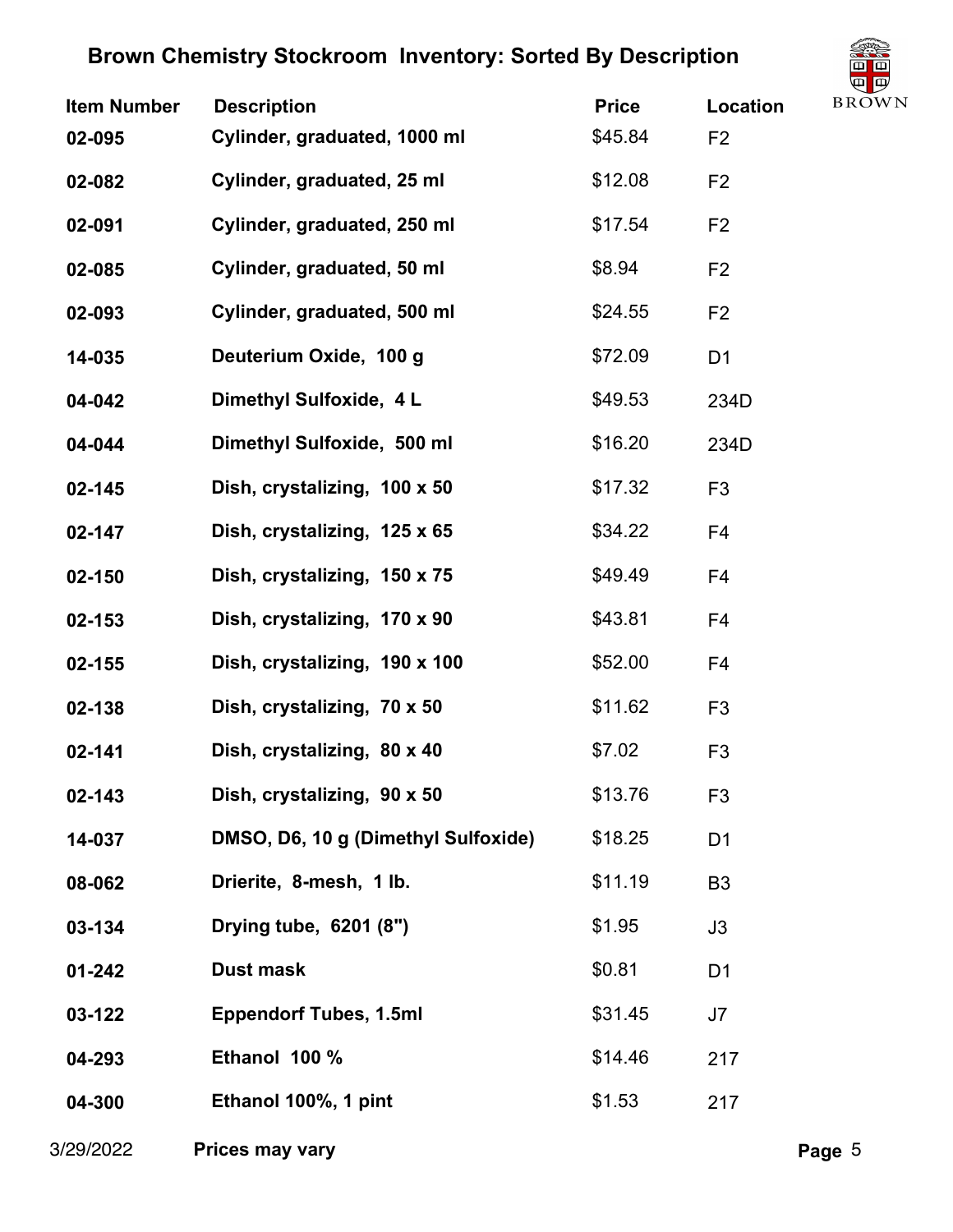# Brown Chemistry Stockroom Inventory: Sorted By Description

| Item Number | Description | Price | Location |
| --- | --- | --- | --- |
| 02-095 | Cylinder, graduated, 1000 ml | $45.84 | F2 |
| 02-082 | Cylinder, graduated, 25 ml | $12.08 | F2 |
| 02-091 | Cylinder, graduated, 250 ml | $17.54 | F2 |
| 02-085 | Cylinder, graduated, 50 ml | $8.94 | F2 |
| 02-093 | Cylinder, graduated, 500 ml | $24.55 | F2 |
| 14-035 | Deuterium Oxide, 100 g | $72.09 | D1 |
| 04-042 | Dimethyl Sulfoxide, 4 L | $49.53 | 234D |
| 04-044 | Dimethyl Sulfoxide, 500 ml | $16.20 | 234D |
| 02-145 | Dish, crystalizing, 100 x 50 | $17.32 | F3 |
| 02-147 | Dish, crystalizing, 125 x 65 | $34.22 | F4 |
| 02-150 | Dish, crystalizing, 150 x 75 | $49.49 | F4 |
| 02-153 | Dish, crystalizing, 170 x 90 | $43.81 | F4 |
| 02-155 | Dish, crystalizing, 190 x 100 | $52.00 | F4 |
| 02-138 | Dish, crystalizing, 70 x 50 | $11.62 | F3 |
| 02-141 | Dish, crystalizing, 80 x 40 | $7.02 | F3 |
| 02-143 | Dish, crystalizing, 90 x 50 | $13.76 | F3 |
| 14-037 | DMSO, D6, 10 g (Dimethyl Sulfoxide) | $18.25 | D1 |
| 08-062 | Drierite, 8-mesh, 1 lb. | $11.19 | B3 |
| 03-134 | Drying tube, 6201 (8") | $1.95 | J3 |
| 01-242 | Dust mask | $0.81 | D1 |
| 03-122 | Eppendorf Tubes, 1.5ml | $31.45 | J7 |
| 04-293 | Ethanol 100 % | $14.46 | 217 |
| 04-300 | Ethanol 100%, 1 pint | $1.53 | 217 |

3/29/2022 **Prices may vary**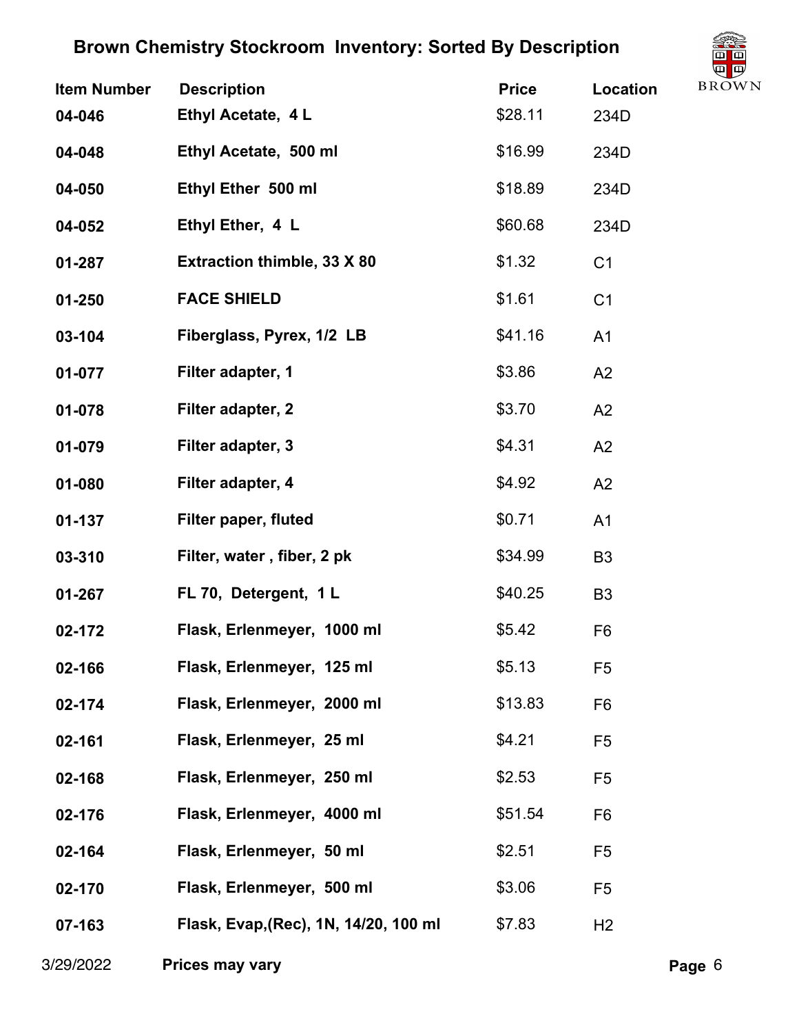# Brown Chemistry Stockroom Inventory: Sorted By Description

| Item Number | Description | Price | Location |
|---|---|---|---|
| 04-046 | Ethyl Acetate, 4 L | $28.11 | 234D |
| 04-048 | Ethyl Acetate, 500 ml | $16.99 | 234D |
| 04-050 | Ethyl Ether 500 ml | $18.89 | 234D |
| 04-052 | Ethyl Ether, 4 L | $60.68 | 234D |
| 01-287 | Extraction thimble, 33 X 80 | $1.32 | C1 |
| 01-250 | FACE SHIELD | $1.61 | C1 |
| 03-104 | Fiberglass, Pyrex, 1/2 LB | $41.16 | A1 |
| 01-077 | Filter adapter, 1 | $3.86 | A2 |
| 01-078 | Filter adapter, 2 | $3.70 | A2 |
| 01-079 | Filter adapter, 3 | $4.31 | A2 |
| 01-080 | Filter adapter, 4 | $4.92 | A2 |
| 01-137 | Filter paper, fluted | $0.71 | A1 |
| 03-310 | Filter, water , fiber, 2 pk | $34.99 | B3 |
| 01-267 | FL 70, Detergent, 1 L | $40.25 | B3 |
| 02-172 | Flask, Erlenmeyer, 1000 ml | $5.42 | F6 |
| 02-166 | Flask, Erlenmeyer, 125 ml | $5.13 | F5 |
| 02-174 | Flask, Erlenmeyer, 2000 ml | $13.83 | F6 |
| 02-161 | Flask, Erlenmeyer, 25 ml | $4.21 | F5 |
| 02-168 | Flask, Erlenmeyer, 250 ml | $2.53 | F5 |
| 02-176 | Flask, Erlenmeyer, 4000 ml | $51.54 | F6 |
| 02-164 | Flask, Erlenmeyer, 50 ml | $2.51 | F5 |
| 02-170 | Flask, Erlenmeyer, 500 ml | $3.06 | F5 |
| 07-163 | Flask, Evap,(Rec), 1N, 14/20, 100 ml | $7.83 | H2 |

3/29/2022 **Prices may vary**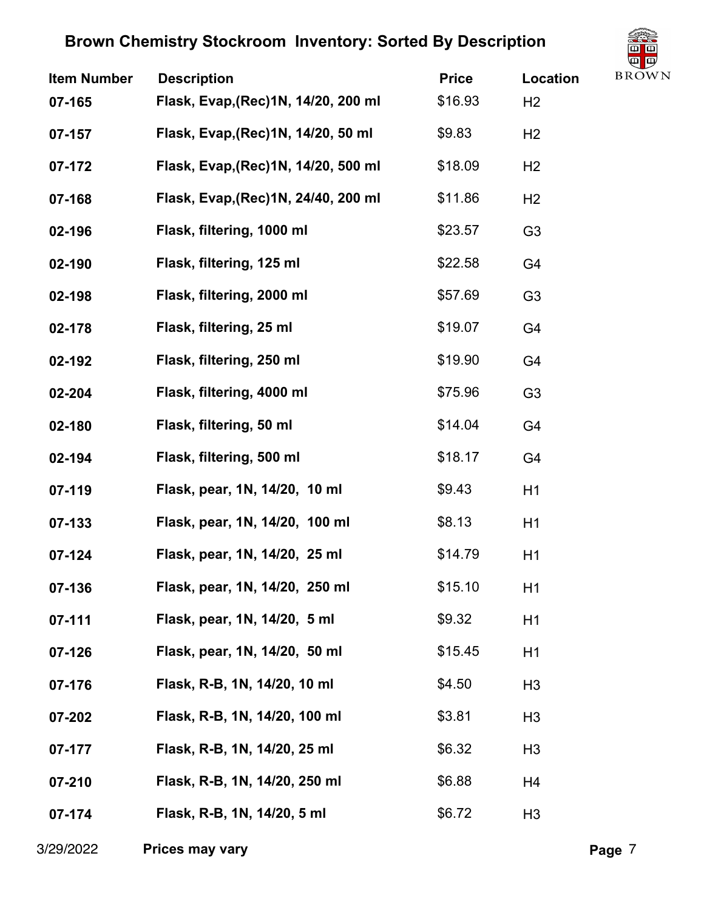# Brown Chemistry Stockroom Inventory: Sorted By Description

| Item Number | Description | Price | Location |
|---|---|---|---|
| 07-165 | Flask, Evap,(Rec)1N, 14/20, 200 ml | $16.93 | H2 |
| 07-157 | Flask, Evap,(Rec)1N, 14/20, 50 ml | $9.83 | H2 |
| 07-172 | Flask, Evap,(Rec)1N, 14/20, 500 ml | $18.09 | H2 |
| 07-168 | Flask, Evap,(Rec)1N, 24/40, 200 ml | $11.86 | H2 |
| 02-196 | Flask, filtering, 1000 ml | $23.57 | G3 |
| 02-190 | Flask, filtering, 125 ml | $22.58 | G4 |
| 02-198 | Flask, filtering, 2000 ml | $57.69 | G3 |
| 02-178 | Flask, filtering, 25 ml | $19.07 | G4 |
| 02-192 | Flask, filtering, 250 ml | $19.90 | G4 |
| 02-204 | Flask, filtering, 4000 ml | $75.96 | G3 |
| 02-180 | Flask, filtering, 50 ml | $14.04 | G4 |
| 02-194 | Flask, filtering, 500 ml | $18.17 | G4 |
| 07-119 | Flask, pear, 1N, 14/20, 10 ml | $9.43 | H1 |
| 07-133 | Flask, pear, 1N, 14/20, 100 ml | $8.13 | H1 |
| 07-124 | Flask, pear, 1N, 14/20, 25 ml | $14.79 | H1 |
| 07-136 | Flask, pear, 1N, 14/20, 250 ml | $15.10 | H1 |
| 07-111 | Flask, pear, 1N, 14/20, 5 ml | $9.32 | H1 |
| 07-126 | Flask, pear, 1N, 14/20, 50 ml | $15.45 | H1 |
| 07-176 | Flask, R-B, 1N, 14/20, 10 ml | $4.50 | H3 |
| 07-202 | Flask, R-B, 1N, 14/20, 100 ml | $3.81 | H3 |
| 07-177 | Flask, R-B, 1N, 14/20, 25 ml | $6.32 | H3 |
| 07-210 | Flask, R-B, 1N, 14/20, 250 ml | $6.88 | H4 |
| 07-174 | Flask, R-B, 1N, 14/20, 5 ml | $6.72 | H3 |

3/29/2022 **Prices may vary**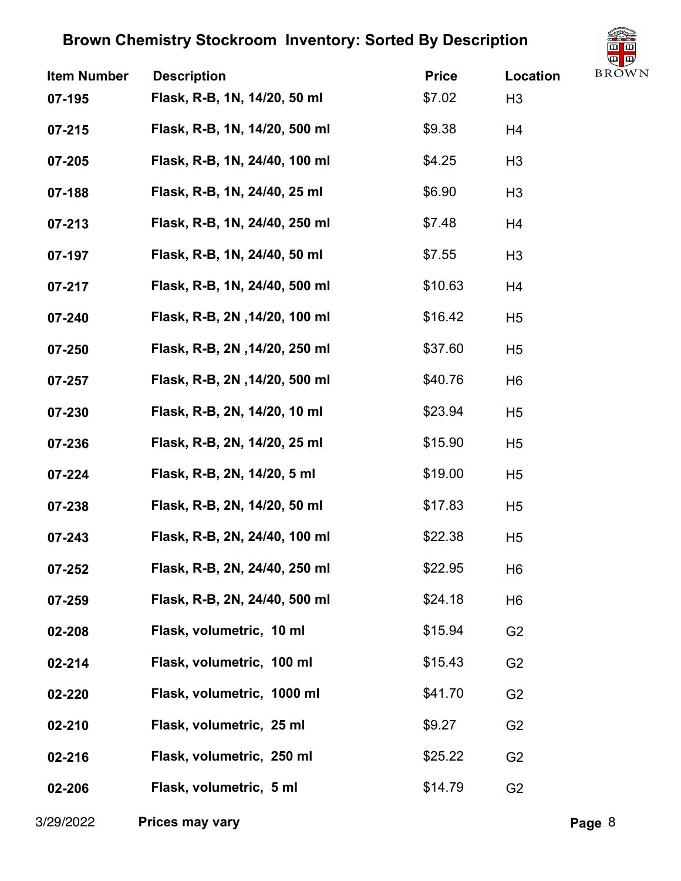# Brown Chemistry Stockroom Inventory: Sorted By Description

| Item Number | Description | Price | Location |
| --- | --- | --- | --- |
| 07-195 | Flask, R-B, 1N, 14/20, 50 ml | $7.02 | H3 |
| 07-215 | Flask, R-B, 1N, 14/20, 500 ml | $9.38 | H4 |
| 07-205 | Flask, R-B, 1N, 24/40, 100 ml | $4.25 | H3 |
| 07-188 | Flask, R-B, 1N, 24/40, 25 ml | $6.90 | H3 |
| 07-213 | Flask, R-B, 1N, 24/40, 250 ml | $7.48 | H4 |
| 07-197 | Flask, R-B, 1N, 24/40, 50 ml | $7.55 | H3 |
| 07-217 | Flask, R-B, 1N, 24/40, 500 ml | $10.63 | H4 |
| 07-240 | Flask, R-B, 2N ,14/20, 100 ml | $16.42 | H5 |
| 07-250 | Flask, R-B, 2N ,14/20, 250 ml | $37.60 | H5 |
| 07-257 | Flask, R-B, 2N ,14/20, 500 ml | $40.76 | H6 |
| 07-230 | Flask, R-B, 2N, 14/20, 10 ml | $23.94 | H5 |
| 07-236 | Flask, R-B, 2N, 14/20, 25 ml | $15.90 | H5 |
| 07-224 | Flask, R-B, 2N, 14/20, 5 ml | $19.00 | H5 |
| 07-238 | Flask, R-B, 2N, 14/20, 50 ml | $17.83 | H5 |
| 07-243 | Flask, R-B, 2N, 24/40, 100 ml | $22.38 | H5 |
| 07-252 | Flask, R-B, 2N, 24/40, 250 ml | $22.95 | H6 |
| 07-259 | Flask, R-B, 2N, 24/40, 500 ml | $24.18 | H6 |
| 02-208 | Flask, volumetric, 10 ml | $15.94 | G2 |
| 02-214 | Flask, volumetric, 100 ml | $15.43 | G2 |
| 02-220 | Flask, volumetric, 1000 ml | $41.70 | G2 |
| 02-210 | Flask, volumetric, 25 ml | $9.27 | G2 |
| 02-216 | Flask, volumetric, 250 ml | $25.22 | G2 |
| 02-206 | Flask, volumetric, 5 ml | $14.79 | G2 |

3/29/2022 **Prices may vary**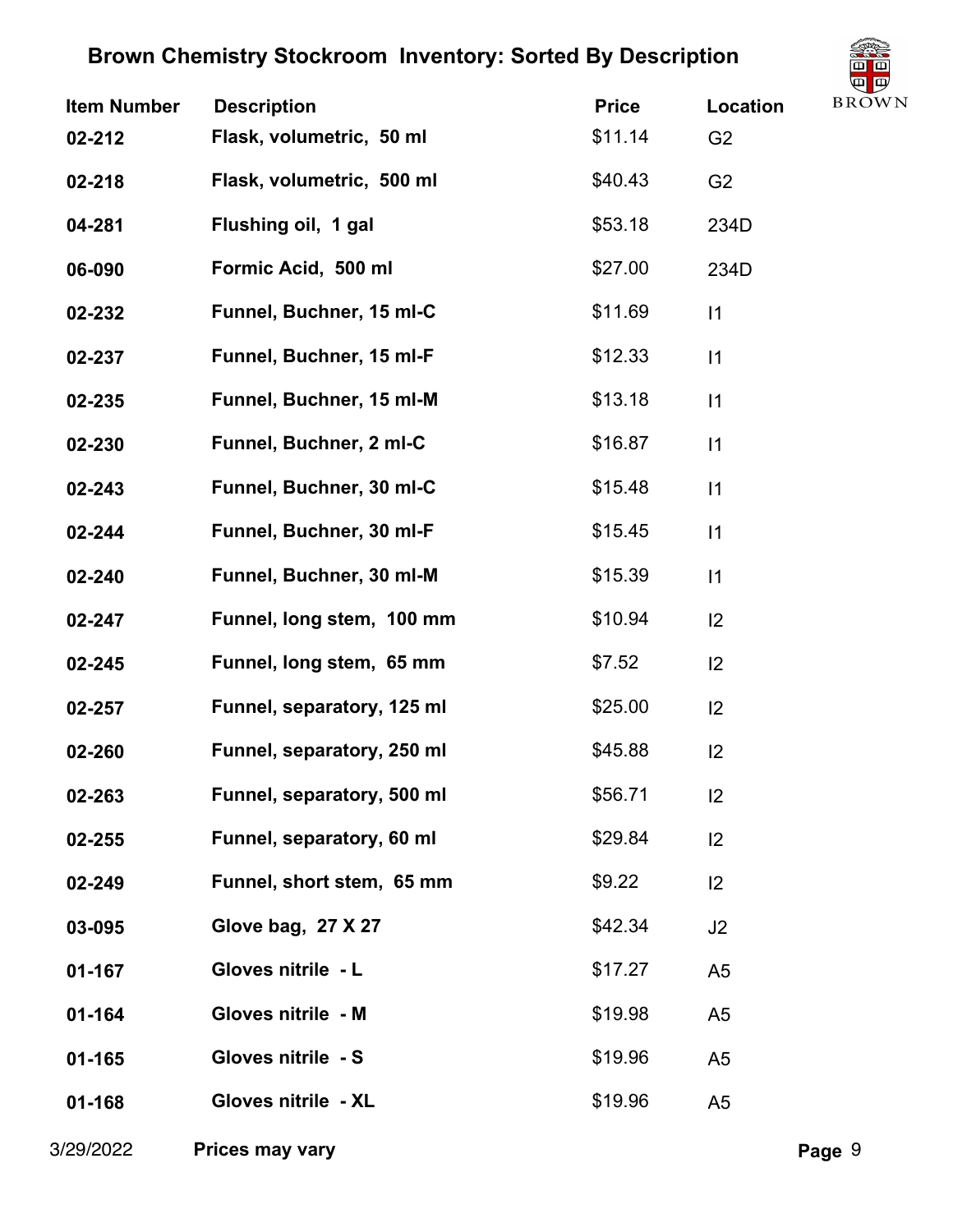# Brown Chemistry Stockroom Inventory: Sorted By Description

| Item Number | Description | Price | Location |
|---|---|---|---|
| 02-212 | Flask, volumetric, 50 ml | $11.14 | G2 |
| 02-218 | Flask, volumetric, 500 ml | $40.43 | G2 |
| 04-281 | Flushing oil, 1 gal | $53.18 | 234D |
| 06-090 | Formic Acid, 500 ml | $27.00 | 234D |
| 02-232 | Funnel, Buchner, 15 ml-C | $11.69 | I1 |
| 02-237 | Funnel, Buchner, 15 ml-F | $12.33 | I1 |
| 02-235 | Funnel, Buchner, 15 ml-M | $13.18 | I1 |
| 02-230 | Funnel, Buchner, 2 ml-C | $16.87 | I1 |
| 02-243 | Funnel, Buchner, 30 ml-C | $15.48 | I1 |
| 02-244 | Funnel, Buchner, 30 ml-F | $15.45 | I1 |
| 02-240 | Funnel, Buchner, 30 ml-M | $15.39 | I1 |
| 02-247 | Funnel, long stem, 100 mm | $10.94 | I2 |
| 02-245 | Funnel, long stem, 65 mm | $7.52 | I2 |
| 02-257 | Funnel, separatory, 125 ml | $25.00 | I2 |
| 02-260 | Funnel, separatory, 250 ml | $45.88 | I2 |
| 02-263 | Funnel, separatory, 500 ml | $56.71 | I2 |
| 02-255 | Funnel, separatory, 60 ml | $29.84 | I2 |
| 02-249 | Funnel, short stem, 65 mm | $9.22 | I2 |
| 03-095 | Glove bag, 27 X 27 | $42.34 | J2 |
| 01-167 | Gloves nitrile - L | $17.27 | A5 |
| 01-164 | Gloves nitrile - M | $19.98 | A5 |
| 01-165 | Gloves nitrile - S | $19.96 | A5 |
| 01-168 | Gloves nitrile - XL | $19.96 | A5 |

3/29/2022 **Prices may vary**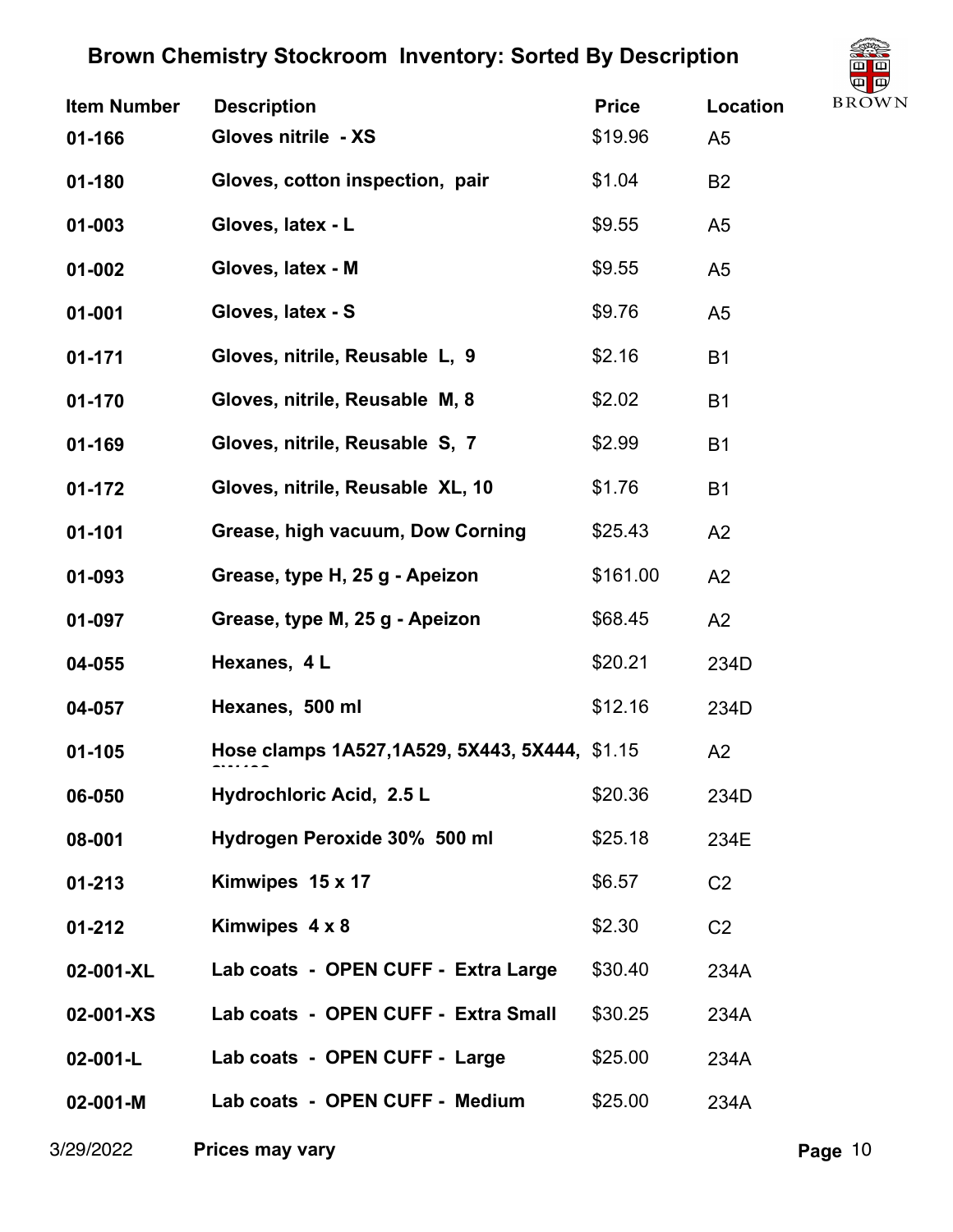# Brown Chemistry Stockroom Inventory: Sorted By Description

| Item Number | Description | Price | Location |
|---|---|---|---|
| 01-166 | Gloves nitrile - XS | $19.96 | A5 |
| 01-180 | Gloves, cotton inspection, pair | $1.04 | B2 |
| 01-003 | Gloves, latex - L | $9.55 | A5 |
| 01-002 | Gloves, latex - M | $9.55 | A5 |
| 01-001 | Gloves, latex - S | $9.76 | A5 |
| 01-171 | Gloves, nitrile, Reusable L, 9 | $2.16 | B1 |
| 01-170 | Gloves, nitrile, Reusable M, 8 | $2.02 | B1 |
| 01-169 | Gloves, nitrile, Reusable S, 7 | $2.99 | B1 |
| 01-172 | Gloves, nitrile, Reusable XL, 10 | $1.76 | B1 |
| 01-101 | Grease, high vacuum, Dow Corning | $25.43 | A2 |
| 01-093 | Grease, type H, 25 g - Apeizon | $161.00 | A2 |
| 01-097 | Grease, type M, 25 g - Apeizon | $68.45 | A2 |
| 04-055 | Hexanes, 4 L | $20.21 | 234D |
| 04-057 | Hexanes, 500 ml | $12.16 | 234D |
| 01-105 | Hose clamps 1A527,1A529, 5X443, 5X444, | $1.15 | A2 |
| 06-050 | Hydrochloric Acid, 2.5 L | $20.36 | 234D |
| 08-001 | Hydrogen Peroxide 30% 500 ml | $25.18 | 234E |
| 01-213 | Kimwipes 15 x 17 | $6.57 | C2 |
| 01-212 | Kimwipes 4 x 8 | $2.30 | C2 |
| 02-001-XL | Lab coats - OPEN CUFF - Extra Large | $30.40 | 234A |
| 02-001-XS | Lab coats - OPEN CUFF - Extra Small | $30.25 | 234A |
| 02-001-L | Lab coats - OPEN CUFF - Large | $25.00 | 234A |
| 02-001-M | Lab coats - OPEN CUFF - Medium | $25.00 | 234A |

3/29/2022 **Prices may vary**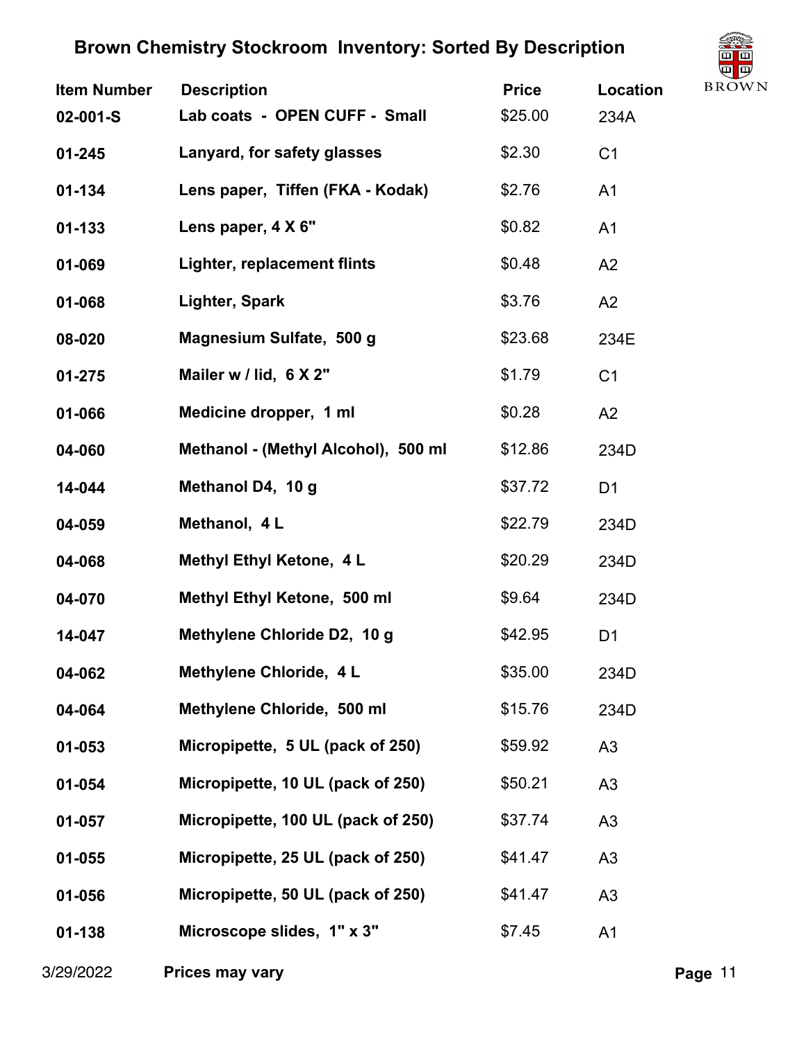# Brown Chemistry Stockroom Inventory: Sorted By Description

| Item Number | Description | Price | Location |
|---|---|---|---|
| 02-001-S | Lab coats - OPEN CUFF - Small | $25.00 | 234A |
| 01-245 | Lanyard, for safety glasses | $2.30 | C1 |
| 01-134 | Lens paper, Tiffen (FKA - Kodak) | $2.76 | A1 |
| 01-133 | Lens paper, 4 X 6" | $0.82 | A1 |
| 01-069 | Lighter, replacement flints | $0.48 | A2 |
| 01-068 | Lighter, Spark | $3.76 | A2 |
| 08-020 | Magnesium Sulfate, 500 g | $23.68 | 234E |
| 01-275 | Mailer w / lid, 6 X 2" | $1.79 | C1 |
| 01-066 | Medicine dropper, 1 ml | $0.28 | A2 |
| 04-060 | Methanol - (Methyl Alcohol), 500 ml | $12.86 | 234D |
| 14-044 | Methanol D4, 10 g | $37.72 | D1 |
| 04-059 | Methanol, 4 L | $22.79 | 234D |
| 04-068 | Methyl Ethyl Ketone, 4 L | $20.29 | 234D |
| 04-070 | Methyl Ethyl Ketone, 500 ml | $9.64 | 234D |
| 14-047 | Methylene Chloride D2, 10 g | $42.95 | D1 |
| 04-062 | Methylene Chloride, 4 L | $35.00 | 234D |
| 04-064 | Methylene Chloride, 500 ml | $15.76 | 234D |
| 01-053 | Micropipette, 5 UL (pack of 250) | $59.92 | A3 |
| 01-054 | Micropipette, 10 UL (pack of 250) | $50.21 | A3 |
| 01-057 | Micropipette, 100 UL (pack of 250) | $37.74 | A3 |
| 01-055 | Micropipette, 25 UL (pack of 250) | $41.47 | A3 |
| 01-056 | Micropipette, 50 UL (pack of 250) | $41.47 | A3 |
| 01-138 | Microscope slides, 1" x 3" | $7.45 | A1 |

3/29/2022 **Prices may vary**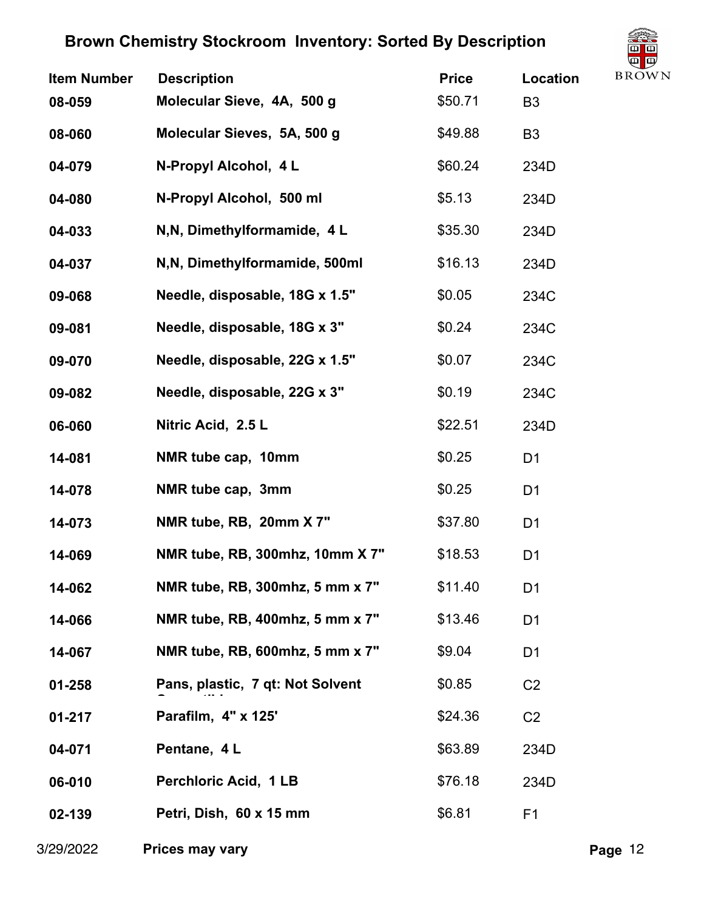# Brown Chemistry Stockroom Inventory: Sorted By Description

| Item Number | Description | Price | Location |
|---|---|---|---|
| 08-059 | Molecular Sieve, 4A, 500 g | $50.71 | B3 |
| 08-060 | Molecular Sieves, 5A, 500 g | $49.88 | B3 |
| 04-079 | N-Propyl Alcohol, 4 L | $60.24 | 234D |
| 04-080 | N-Propyl Alcohol, 500 ml | $5.13 | 234D |
| 04-033 | N,N, Dimethylformamide, 4 L | $35.30 | 234D |
| 04-037 | N,N, Dimethylformamide, 500ml | $16.13 | 234D |
| 09-068 | Needle, disposable, 18G x 1.5" | $0.05 | 234C |
| 09-081 | Needle, disposable, 18G x 3" | $0.24 | 234C |
| 09-070 | Needle, disposable, 22G x 1.5" | $0.07 | 234C |
| 09-082 | Needle, disposable, 22G x 3" | $0.19 | 234C |
| 06-060 | Nitric Acid, 2.5 L | $22.51 | 234D |
| 14-081 | NMR tube cap, 10mm | $0.25 | D1 |
| 14-078 | NMR tube cap, 3mm | $0.25 | D1 |
| 14-073 | NMR tube, RB, 20mm X 7" | $37.80 | D1 |
| 14-069 | NMR tube, RB, 300mhz, 10mm X 7" | $18.53 | D1 |
| 14-062 | NMR tube, RB, 300mhz, 5 mm x 7" | $11.40 | D1 |
| 14-066 | NMR tube, RB, 400mhz, 5 mm x 7" | $13.46 | D1 |
| 14-067 | NMR tube, RB, 600mhz, 5 mm x 7" | $9.04 | D1 |
| 01-258 | Pans, plastic, 7 qt: Not Solvent Compatible | $0.85 | C2 |
| 01-217 | Parafilm, 4" x 125' | $24.36 | C2 |
| 04-071 | Pentane, 4 L | $63.89 | 234D |
| 06-010 | Perchloric Acid, 1 LB | $76.18 | 234D |
| 02-139 | Petri, Dish, 60 x 15 mm | $6.81 | F1 |

3/29/2022 **Prices may vary**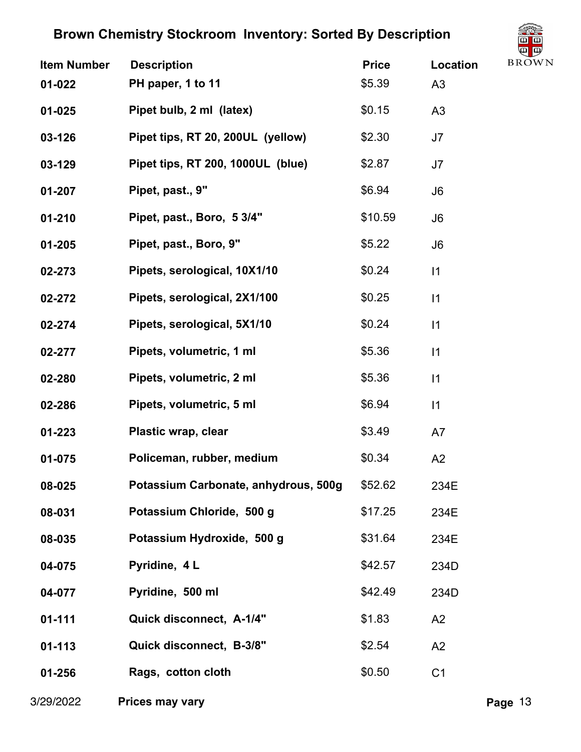# Brown Chemistry Stockroom Inventory: Sorted By Description

| Item Number | Description | Price | Location |
|---|---|---|---|
| 01-022 | PH paper, 1 to 11 | $5.39 | A3 |
| 01-025 | Pipet bulb, 2 ml (latex) | $0.15 | A3 |
| 03-126 | Pipet tips, RT 20, 200UL (yellow) | $2.30 | J7 |
| 03-129 | Pipet tips, RT 200, 1000UL (blue) | $2.87 | J7 |
| 01-207 | Pipet, past., 9" | $6.94 | J6 |
| 01-210 | Pipet, past., Boro, 5 3/4" | $10.59 | J6 |
| 01-205 | Pipet, past., Boro, 9" | $5.22 | J6 |
| 02-273 | Pipets, serological, 10X1/10 | $0.24 | I1 |
| 02-272 | Pipets, serological, 2X1/100 | $0.25 | I1 |
| 02-274 | Pipets, serological, 5X1/10 | $0.24 | I1 |
| 02-277 | Pipets, volumetric, 1 ml | $5.36 | I1 |
| 02-280 | Pipets, volumetric, 2 ml | $5.36 | I1 |
| 02-286 | Pipets, volumetric, 5 ml | $6.94 | I1 |
| 01-223 | Plastic wrap, clear | $3.49 | A7 |
| 01-075 | Policeman, rubber, medium | $0.34 | A2 |
| 08-025 | Potassium Carbonate, anhydrous, 500g | $52.62 | 234E |
| 08-031 | Potassium Chloride, 500 g | $17.25 | 234E |
| 08-035 | Potassium Hydroxide, 500 g | $31.64 | 234E |
| 04-075 | Pyridine, 4 L | $42.57 | 234D |
| 04-077 | Pyridine, 500 ml | $42.49 | 234D |
| 01-111 | Quick disconnect, A-1/4" | $1.83 | A2 |
| 01-113 | Quick disconnect, B-3/8" | $2.54 | A2 |
| 01-256 | Rags, cotton cloth | $0.50 | C1 |

3/29/2022 **Prices may vary**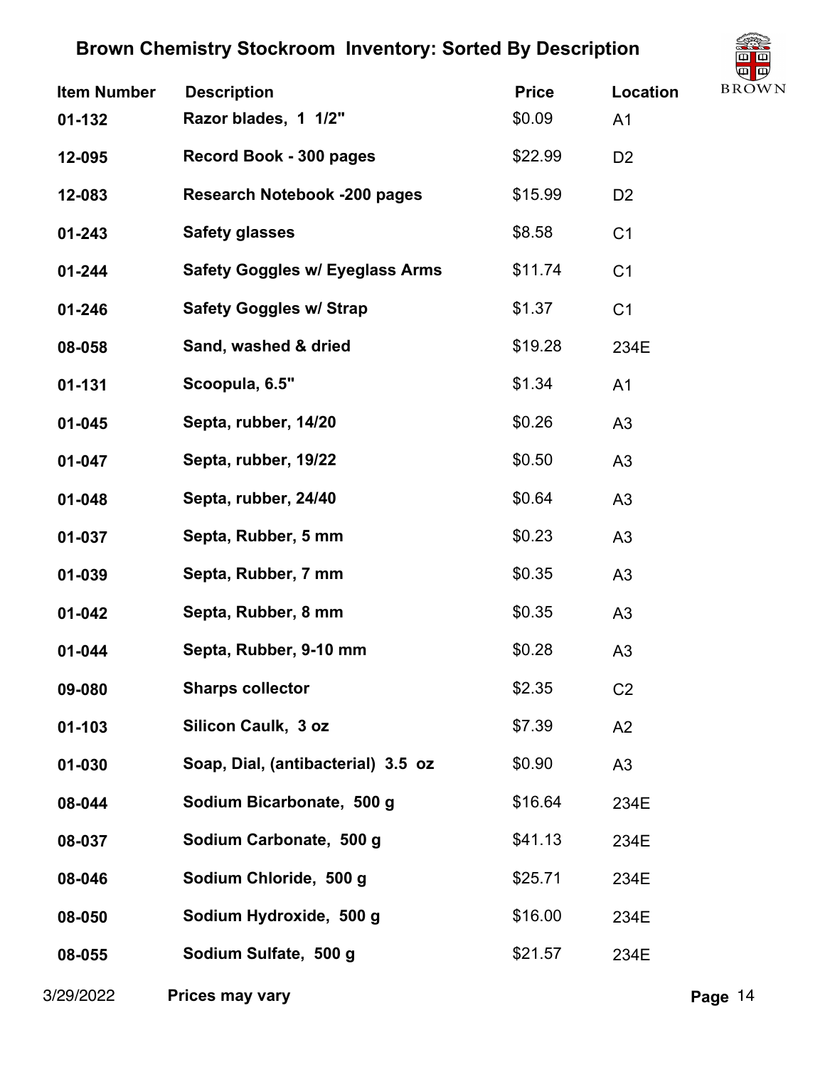# Brown Chemistry Stockroom Inventory: Sorted By Description

| Item Number | Description | Price | Location |
|---|---|---|---|
| 01-132 | Razor blades, 1 1/2" | $0.09 | A1 |
| 12-095 | Record Book - 300 pages | $22.99 | D2 |
| 12-083 | Research Notebook -200 pages | $15.99 | D2 |
| 01-243 | Safety glasses | $8.58 | C1 |
| 01-244 | Safety Goggles w/ Eyeglass Arms | $11.74 | C1 |
| 01-246 | Safety Goggles w/ Strap | $1.37 | C1 |
| 08-058 | Sand, washed & dried | $19.28 | 234E |
| 01-131 | Scoopula, 6.5" | $1.34 | A1 |
| 01-045 | Septa, rubber, 14/20 | $0.26 | A3 |
| 01-047 | Septa, rubber, 19/22 | $0.50 | A3 |
| 01-048 | Septa, rubber, 24/40 | $0.64 | A3 |
| 01-037 | Septa, Rubber, 5 mm | $0.23 | A3 |
| 01-039 | Septa, Rubber, 7 mm | $0.35 | A3 |
| 01-042 | Septa, Rubber, 8 mm | $0.35 | A3 |
| 01-044 | Septa, Rubber, 9-10 mm | $0.28 | A3 |
| 09-080 | Sharps collector | $2.35 | C2 |
| 01-103 | Silicon Caulk, 3 oz | $7.39 | A2 |
| 01-030 | Soap, Dial, (antibacterial) 3.5 oz | $0.90 | A3 |
| 08-044 | Sodium Bicarbonate, 500 g | $16.64 | 234E |
| 08-037 | Sodium Carbonate, 500 g | $41.13 | 234E |
| 08-046 | Sodium Chloride, 500 g | $25.71 | 234E |
| 08-050 | Sodium Hydroxide, 500 g | $16.00 | 234E |
| 08-055 | Sodium Sulfate, 500 g | $21.57 | 234E |

3/29/2022 **Prices may vary**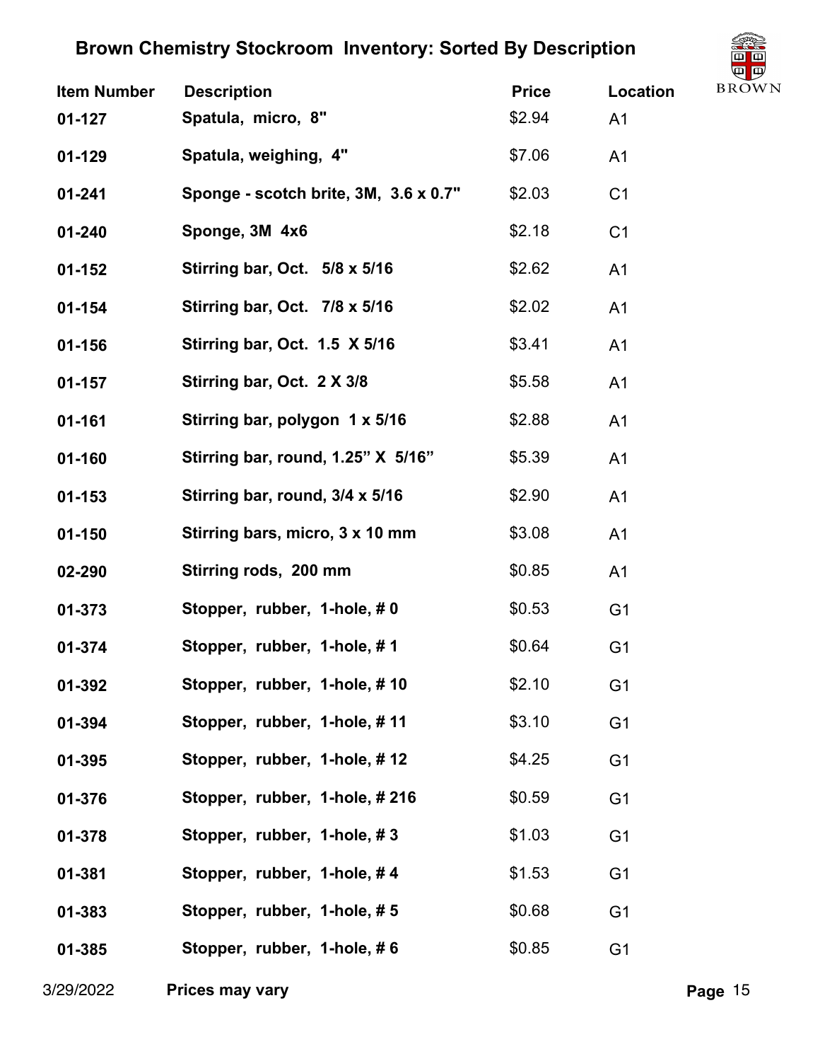# Brown Chemistry Stockroom Inventory: Sorted By Description

| Item Number | Description | Price | Location |
|---|---|---|---|
| 01-127 | Spatula, micro, 8" | $2.94 | A1 |
| 01-129 | Spatula, weighing, 4" | $7.06 | A1 |
| 01-241 | Sponge - scotch brite, 3M, 3.6 x 0.7" | $2.03 | C1 |
| 01-240 | Sponge, 3M 4x6 | $2.18 | C1 |
| 01-152 | Stirring bar, Oct. 5/8 x 5/16 | $2.62 | A1 |
| 01-154 | Stirring bar, Oct. 7/8 x 5/16 | $2.02 | A1 |
| 01-156 | Stirring bar, Oct. 1.5 X 5/16 | $3.41 | A1 |
| 01-157 | Stirring bar, Oct. 2 X 3/8 | $5.58 | A1 |
| 01-161 | Stirring bar, polygon 1 x 5/16 | $2.88 | A1 |
| 01-160 | Stirring bar, round, 1.25” X 5/16” | $5.39 | A1 |
| 01-153 | Stirring bar, round, 3/4 x 5/16 | $2.90 | A1 |
| 01-150 | Stirring bars, micro, 3 x 10 mm | $3.08 | A1 |
| 02-290 | Stirring rods, 200 mm | $0.85 | A1 |
| 01-373 | Stopper, rubber, 1-hole, # 0 | $0.53 | G1 |
| 01-374 | Stopper, rubber, 1-hole, # 1 | $0.64 | G1 |
| 01-392 | Stopper, rubber, 1-hole, # 10 | $2.10 | G1 |
| 01-394 | Stopper, rubber, 1-hole, # 11 | $3.10 | G1 |
| 01-395 | Stopper, rubber, 1-hole, # 12 | $4.25 | G1 |
| 01-376 | Stopper, rubber, 1-hole, # 216 | $0.59 | G1 |
| 01-378 | Stopper, rubber, 1-hole, # 3 | $1.03 | G1 |
| 01-381 | Stopper, rubber, 1-hole, # 4 | $1.53 | G1 |
| 01-383 | Stopper, rubber, 1-hole, # 5 | $0.68 | G1 |
| 01-385 | Stopper, rubber, 1-hole, # 6 | $0.85 | G1 |

3/29/2022 **Prices may vary**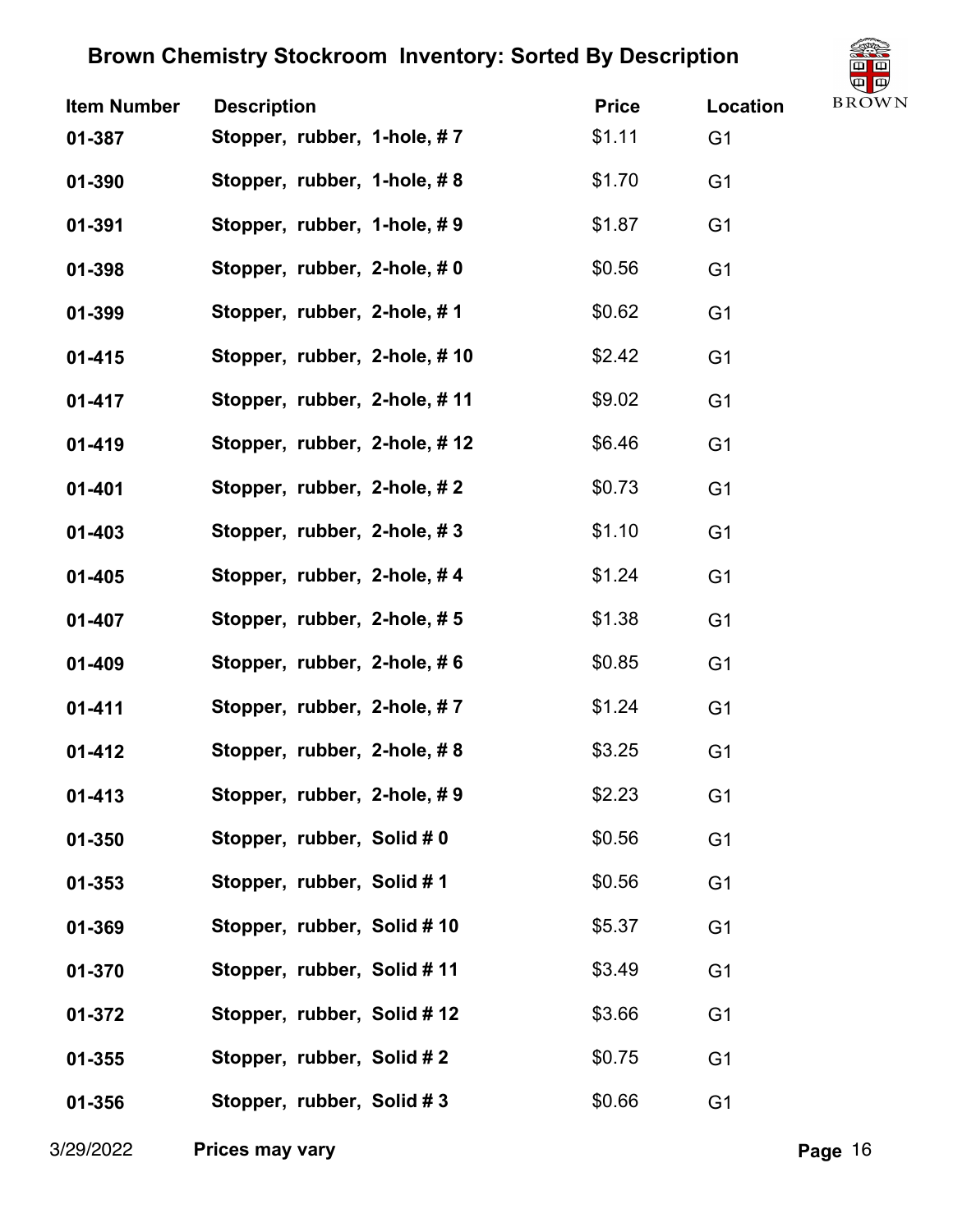# Brown Chemistry Stockroom Inventory: Sorted By Description

| Item Number | Description | Price | Location |
|---|---|---|---|
| 01-387 | Stopper, rubber, 1-hole, # 7 | $1.11 | G1 |
| 01-390 | Stopper, rubber, 1-hole, # 8 | $1.70 | G1 |
| 01-391 | Stopper, rubber, 1-hole, # 9 | $1.87 | G1 |
| 01-398 | Stopper, rubber, 2-hole, # 0 | $0.56 | G1 |
| 01-399 | Stopper, rubber, 2-hole, # 1 | $0.62 | G1 |
| 01-415 | Stopper, rubber, 2-hole, # 10 | $2.42 | G1 |
| 01-417 | Stopper, rubber, 2-hole, # 11 | $9.02 | G1 |
| 01-419 | Stopper, rubber, 2-hole, # 12 | $6.46 | G1 |
| 01-401 | Stopper, rubber, 2-hole, # 2 | $0.73 | G1 |
| 01-403 | Stopper, rubber, 2-hole, # 3 | $1.10 | G1 |
| 01-405 | Stopper, rubber, 2-hole, # 4 | $1.24 | G1 |
| 01-407 | Stopper, rubber, 2-hole, # 5 | $1.38 | G1 |
| 01-409 | Stopper, rubber, 2-hole, # 6 | $0.85 | G1 |
| 01-411 | Stopper, rubber, 2-hole, # 7 | $1.24 | G1 |
| 01-412 | Stopper, rubber, 2-hole, # 8 | $3.25 | G1 |
| 01-413 | Stopper, rubber, 2-hole, # 9 | $2.23 | G1 |
| 01-350 | Stopper, rubber, Solid # 0 | $0.56 | G1 |
| 01-353 | Stopper, rubber, Solid # 1 | $0.56 | G1 |
| 01-369 | Stopper, rubber, Solid # 10 | $5.37 | G1 |
| 01-370 | Stopper, rubber, Solid # 11 | $3.49 | G1 |
| 01-372 | Stopper, rubber, Solid # 12 | $3.66 | G1 |
| 01-355 | Stopper, rubber, Solid # 2 | $0.75 | G1 |
| 01-356 | Stopper, rubber, Solid # 3 | $0.66 | G1 |

3/29/2022 **Prices may vary**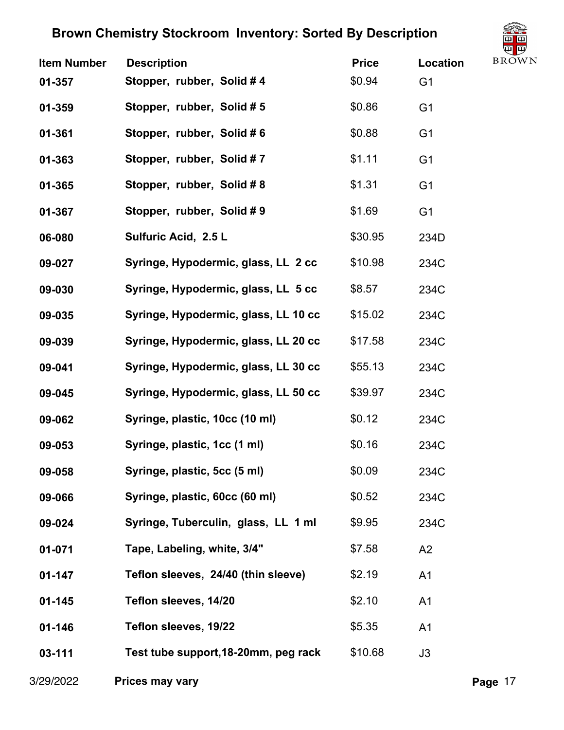# Brown Chemistry Stockroom Inventory: Sorted By Description

| Item Number | Description | Price | Location |
|---|---|---|---|
| 01-357 | Stopper, rubber, Solid # 4 | $0.94 | G1 |
| 01-359 | Stopper, rubber, Solid # 5 | $0.86 | G1 |
| 01-361 | Stopper, rubber, Solid # 6 | $0.88 | G1 |
| 01-363 | Stopper, rubber, Solid # 7 | $1.11 | G1 |
| 01-365 | Stopper, rubber, Solid # 8 | $1.31 | G1 |
| 01-367 | Stopper, rubber, Solid # 9 | $1.69 | G1 |
| 06-080 | Sulfuric Acid, 2.5 L | $30.95 | 234D |
| 09-027 | Syringe, Hypodermic, glass, LL 2 cc | $10.98 | 234C |
| 09-030 | Syringe, Hypodermic, glass, LL 5 cc | $8.57 | 234C |
| 09-035 | Syringe, Hypodermic, glass, LL 10 cc | $15.02 | 234C |
| 09-039 | Syringe, Hypodermic, glass, LL 20 cc | $17.58 | 234C |
| 09-041 | Syringe, Hypodermic, glass, LL 30 cc | $55.13 | 234C |
| 09-045 | Syringe, Hypodermic, glass, LL 50 cc | $39.97 | 234C |
| 09-062 | Syringe, plastic, 10cc (10 ml) | $0.12 | 234C |
| 09-053 | Syringe, plastic, 1cc (1 ml) | $0.16 | 234C |
| 09-058 | Syringe, plastic, 5cc (5 ml) | $0.09 | 234C |
| 09-066 | Syringe, plastic, 60cc (60 ml) | $0.52 | 234C |
| 09-024 | Syringe, Tuberculin, glass, LL 1 ml | $9.95 | 234C |
| 01-071 | Tape, Labeling, white, 3/4" | $7.58 | A2 |
| 01-147 | Teflon sleeves, 24/40 (thin sleeve) | $2.19 | A1 |
| 01-145 | Teflon sleeves, 14/20 | $2.10 | A1 |
| 01-146 | Teflon sleeves, 19/22 | $5.35 | A1 |
| 03-111 | Test tube support,18-20mm, peg rack | $10.68 | J3 |

3/29/2022 **Prices may vary**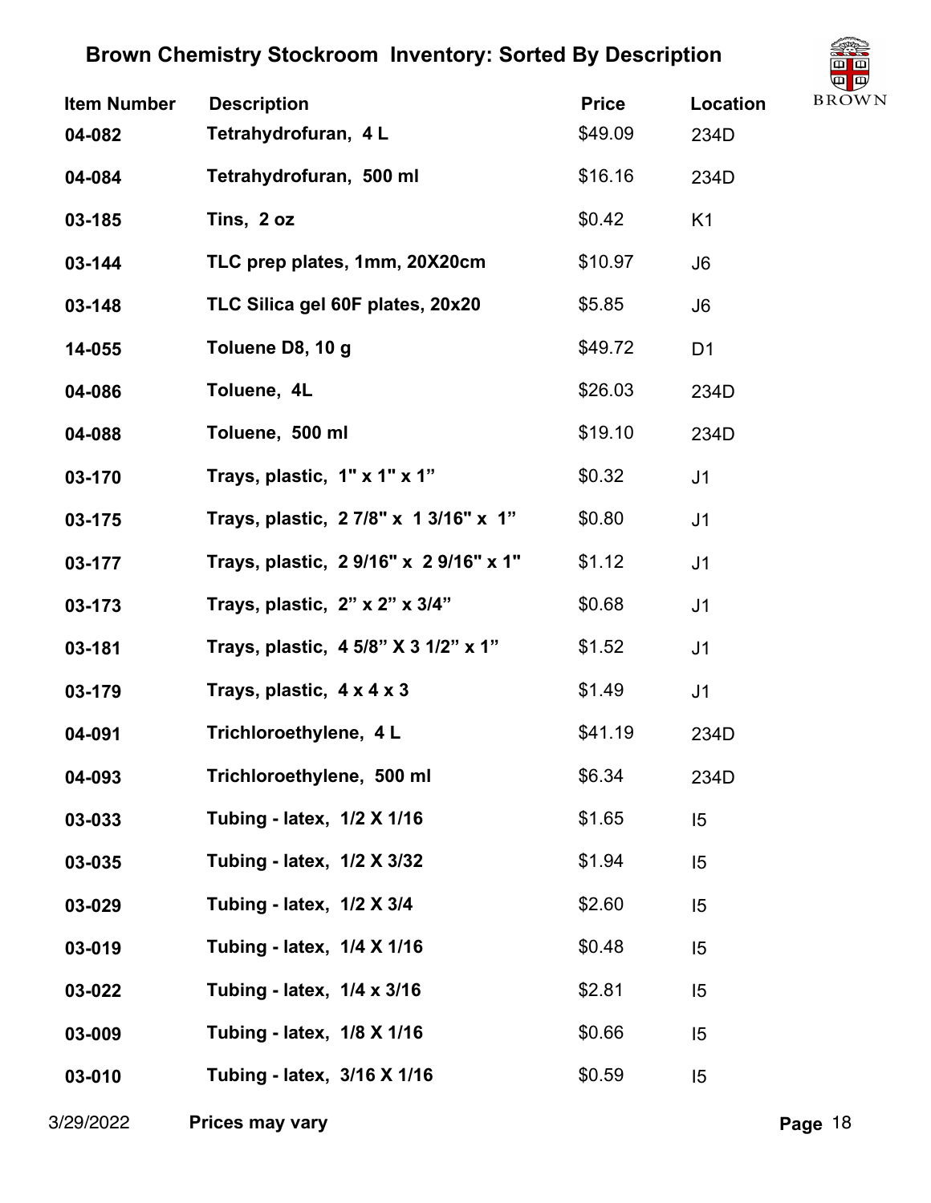# Brown Chemistry Stockroom Inventory: Sorted By Description

| Item Number | Description | Price | Location |
|---|---|---|---|
| 04-082 | Tetrahydrofuran, 4 L | $49.09 | 234D |
| 04-084 | Tetrahydrofuran, 500 ml | $16.16 | 234D |
| 03-185 | Tins, 2 oz | $0.42 | K1 |
| 03-144 | TLC prep plates, 1mm, 20X20cm | $10.97 | J6 |
| 03-148 | TLC Silica gel 60F plates, 20x20 | $5.85 | J6 |
| 14-055 | Toluene D8, 10 g | $49.72 | D1 |
| 04-086 | Toluene, 4L | $26.03 | 234D |
| 04-088 | Toluene, 500 ml | $19.10 | 234D |
| 03-170 | Trays, plastic, 1" x 1" x 1" | $0.32 | J1 |
| 03-175 | Trays, plastic, 2 7/8" x 1 3/16" x 1" | $0.80 | J1 |
| 03-177 | Trays, plastic, 2 9/16" x 2 9/16" x 1" | $1.12 | J1 |
| 03-173 | Trays, plastic, 2" x 2" x 3/4" | $0.68 | J1 |
| 03-181 | Trays, plastic, 4 5/8" X 3 1/2" x 1" | $1.52 | J1 |
| 03-179 | Trays, plastic, 4 x 4 x 3 | $1.49 | J1 |
| 04-091 | Trichloroethylene, 4 L | $41.19 | 234D |
| 04-093 | Trichloroethylene, 500 ml | $6.34 | 234D |
| 03-033 | Tubing - latex, 1/2 X 1/16 | $1.65 | I5 |
| 03-035 | Tubing - latex, 1/2 X 3/32 | $1.94 | I5 |
| 03-029 | Tubing - latex, 1/2 X 3/4 | $2.60 | I5 |
| 03-019 | Tubing - latex, 1/4 X 1/16 | $0.48 | I5 |
| 03-022 | Tubing - latex, 1/4 x 3/16 | $2.81 | I5 |
| 03-009 | Tubing - latex, 1/8 X 1/16 | $0.66 | I5 |
| 03-010 | Tubing - latex, 3/16 X 1/16 | $0.59 | I5 |

3/29/2022 **Prices may vary**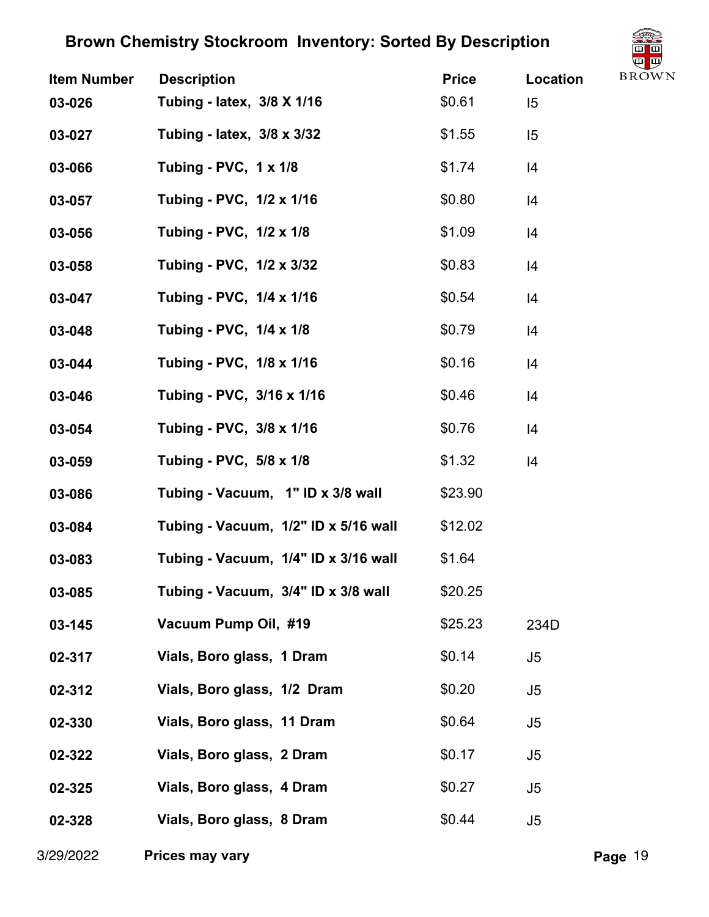# Brown Chemistry Stockroom Inventory: Sorted By Description

| Item Number | Description | Price | Location |
|---|---|---|---|
| 03-026 | Tubing - latex, 3/8 X 1/16 | $0.61 | I5 |
| 03-027 | Tubing - latex, 3/8 x 3/32 | $1.55 | I5 |
| 03-066 | Tubing - PVC, 1 x 1/8 | $1.74 | I4 |
| 03-057 | Tubing - PVC, 1/2 x 1/16 | $0.80 | I4 |
| 03-056 | Tubing - PVC, 1/2 x 1/8 | $1.09 | I4 |
| 03-058 | Tubing - PVC, 1/2 x 3/32 | $0.83 | I4 |
| 03-047 | Tubing - PVC, 1/4 x 1/16 | $0.54 | I4 |
| 03-048 | Tubing - PVC, 1/4 x 1/8 | $0.79 | I4 |
| 03-044 | Tubing - PVC, 1/8 x 1/16 | $0.16 | I4 |
| 03-046 | Tubing - PVC, 3/16 x 1/16 | $0.46 | I4 |
| 03-054 | Tubing - PVC, 3/8 x 1/16 | $0.76 | I4 |
| 03-059 | Tubing - PVC, 5/8 x 1/8 | $1.32 | I4 |
| 03-086 | Tubing - Vacuum, 1" ID x 3/8 wall | $23.90 | |
| 03-084 | Tubing - Vacuum, 1/2" ID x 5/16 wall | $12.02 | |
| 03-083 | Tubing - Vacuum, 1/4" ID x 3/16 wall | $1.64 | |
| 03-085 | Tubing - Vacuum, 3/4" ID x 3/8 wall | $20.25 | |
| 03-145 | Vacuum Pump Oil, #19 | $25.23 | 234D |
| 02-317 | Vials, Boro glass, 1 Dram | $0.14 | J5 |
| 02-312 | Vials, Boro glass, 1/2 Dram | $0.20 | J5 |
| 02-330 | Vials, Boro glass, 11 Dram | $0.64 | J5 |
| 02-322 | Vials, Boro glass, 2 Dram | $0.17 | J5 |
| 02-325 | Vials, Boro glass, 4 Dram | $0.27 | J5 |
| 02-328 | Vials, Boro glass, 8 Dram | $0.44 | J5 |

3/29/2022 **Prices may vary**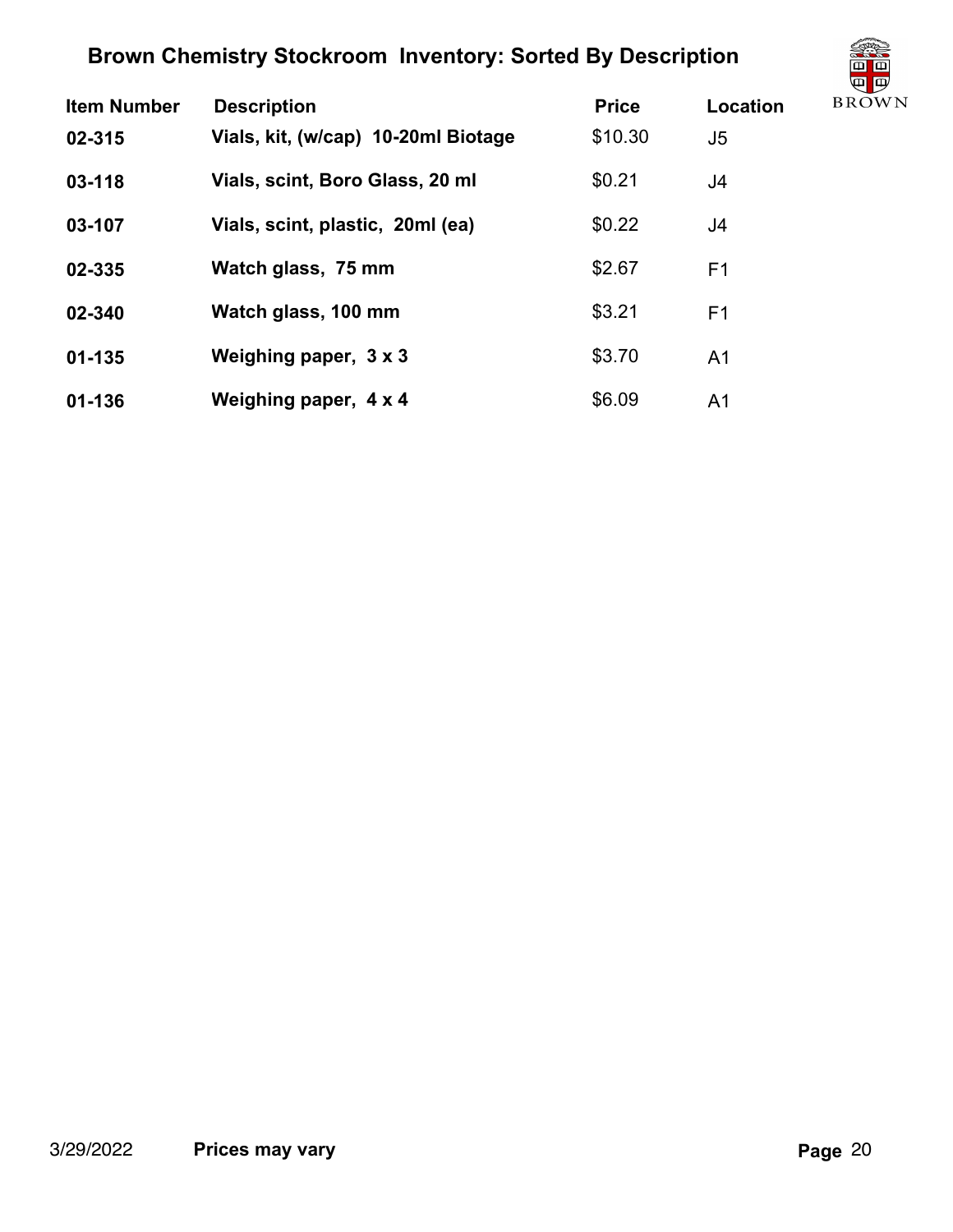# Brown Chemistry Stockroom Inventory: Sorted By Description

| Item Number | Description | Price | Location |
|---|---|---|---|
| 02-315 | Vials, kit, (w/cap) 10-20ml Biotage | $10.30 | J5 |
| 03-118 | Vials, scint, Boro Glass, 20 ml | $0.21 | J4 |
| 03-107 | Vials, scint, plastic, 20ml (ea) | $0.22 | J4 |
| 02-335 | Watch glass, 75 mm | $2.67 | F1 |
| 02-340 | Watch glass, 100 mm | $3.21 | F1 |
| 01-135 | Weighing paper, 3 x 3 | $3.70 | A1 |
| 01-136 | Weighing paper, 4 x 4 | $6.09 | A1 |

3/29/2022 **Prices may vary**